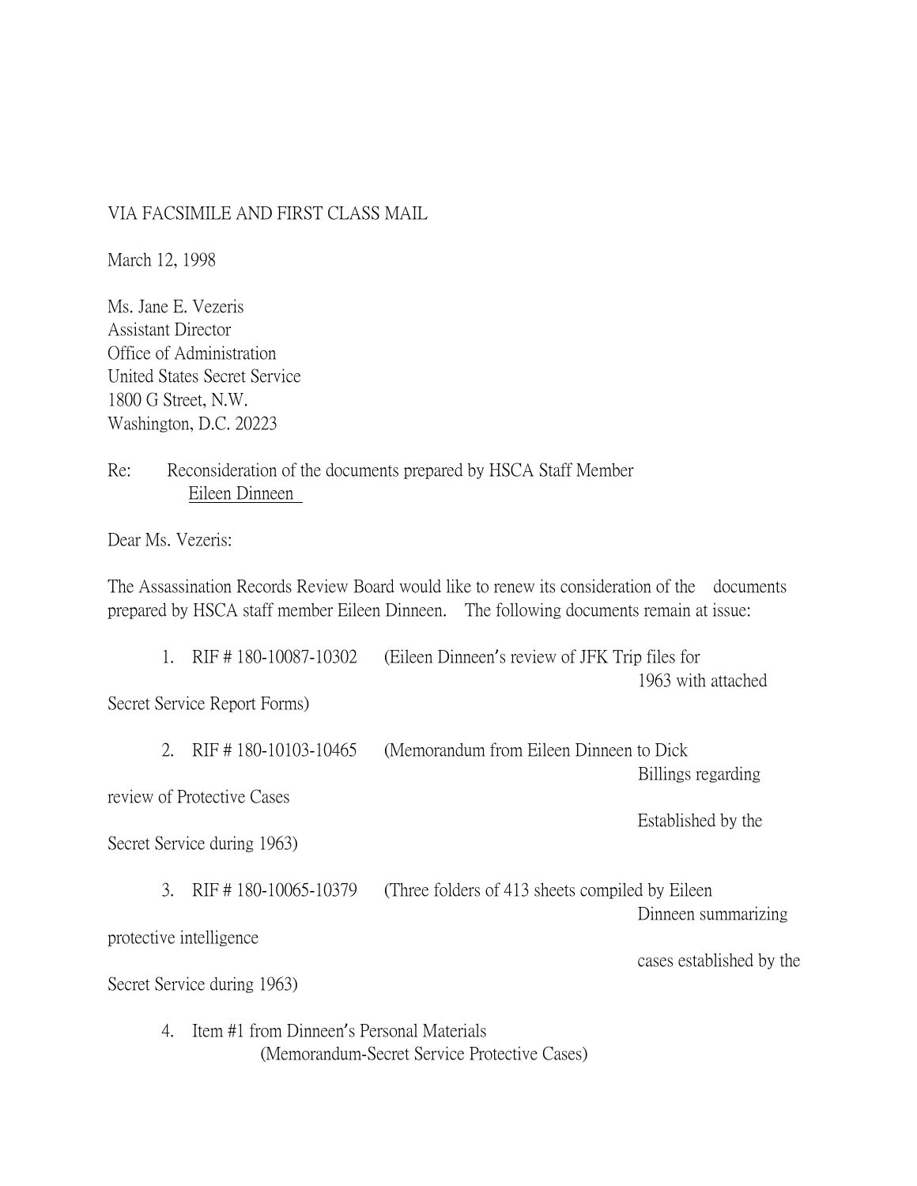VIA FACSIMILE AND FIRST CLASS MAIL

March 12, 1998

Ms. Jane E. Vezeris
Assistant Director
Office of Administration
United States Secret Service
1800 G Street, N.W.
Washington, D.C. 20223

Re: Reconsideration of the documents prepared by HSCA Staff Member Eileen Dinneen

Dear Ms. Vezeris:

The Assassination Records Review Board would like to renew its consideration of the documents prepared by HSCA staff member Eileen Dinneen. The following documents remain at issue:

1. RIF # 180-10087-10302 (Eileen Dinneen's review of JFK Trip files for 1963 with attached Secret Service Report Forms)

2. RIF # 180-10103-10465 (Memorandum from Eileen Dinneen to Dick Billings regarding review of Protective Cases Established by the Secret Service during 1963)

3. RIF # 180-10065-10379 (Three folders of 413 sheets compiled by Eileen Dinneen summarizing protective intelligence cases established by the Secret Service during 1963)

4. Item #1 from Dinneen's Personal Materials (Memorandum-Secret Service Protective Cases)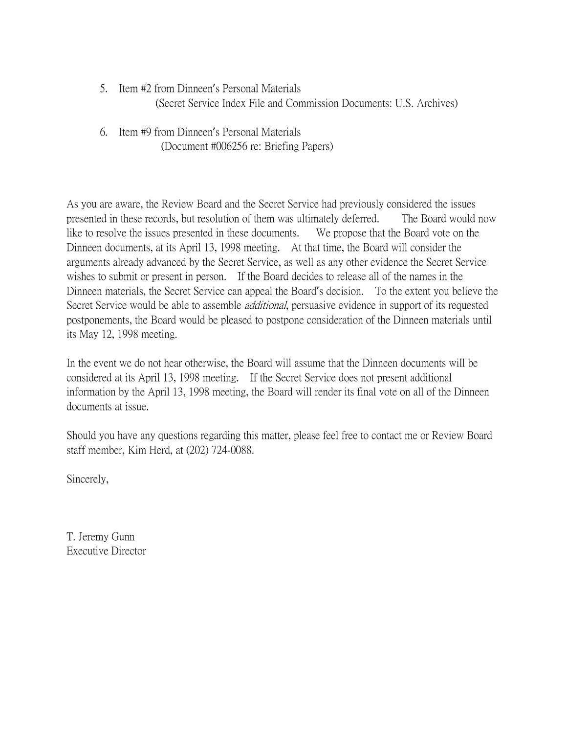5. Item #2 from Dinneen's Personal Materials
   (Secret Service Index File and Commission Documents: U.S. Archives)

6. Item #9 from Dinneen's Personal Materials
   (Document #006256 re: Briefing Papers)

As you are aware, the Review Board and the Secret Service had previously considered the issues presented in these records, but resolution of them was ultimately deferred. The Board would now like to resolve the issues presented in these documents. We propose that the Board vote on the Dinneen documents, at its April 13, 1998 meeting. At that time, the Board will consider the arguments already advanced by the Secret Service, as well as any other evidence the Secret Service wishes to submit or present in person. If the Board decides to release all of the names in the Dinneen materials, the Secret Service can appeal the Board's decision. To the extent you believe the Secret Service would be able to assemble *additional*, persuasive evidence in support of its requested postponements, the Board would be pleased to postpone consideration of the Dinneen materials until its May 12, 1998 meeting.

In the event we do not hear otherwise, the Board will assume that the Dinneen documents will be considered at its April 13, 1998 meeting. If the Secret Service does not present additional information by the April 13, 1998 meeting, the Board will render its final vote on all of the Dinneen documents at issue.

Should you have any questions regarding this matter, please feel free to contact me or Review Board staff member, Kim Herd, at (202) 724-0088.

Sincerely,

T. Jeremy Gunn
Executive Director